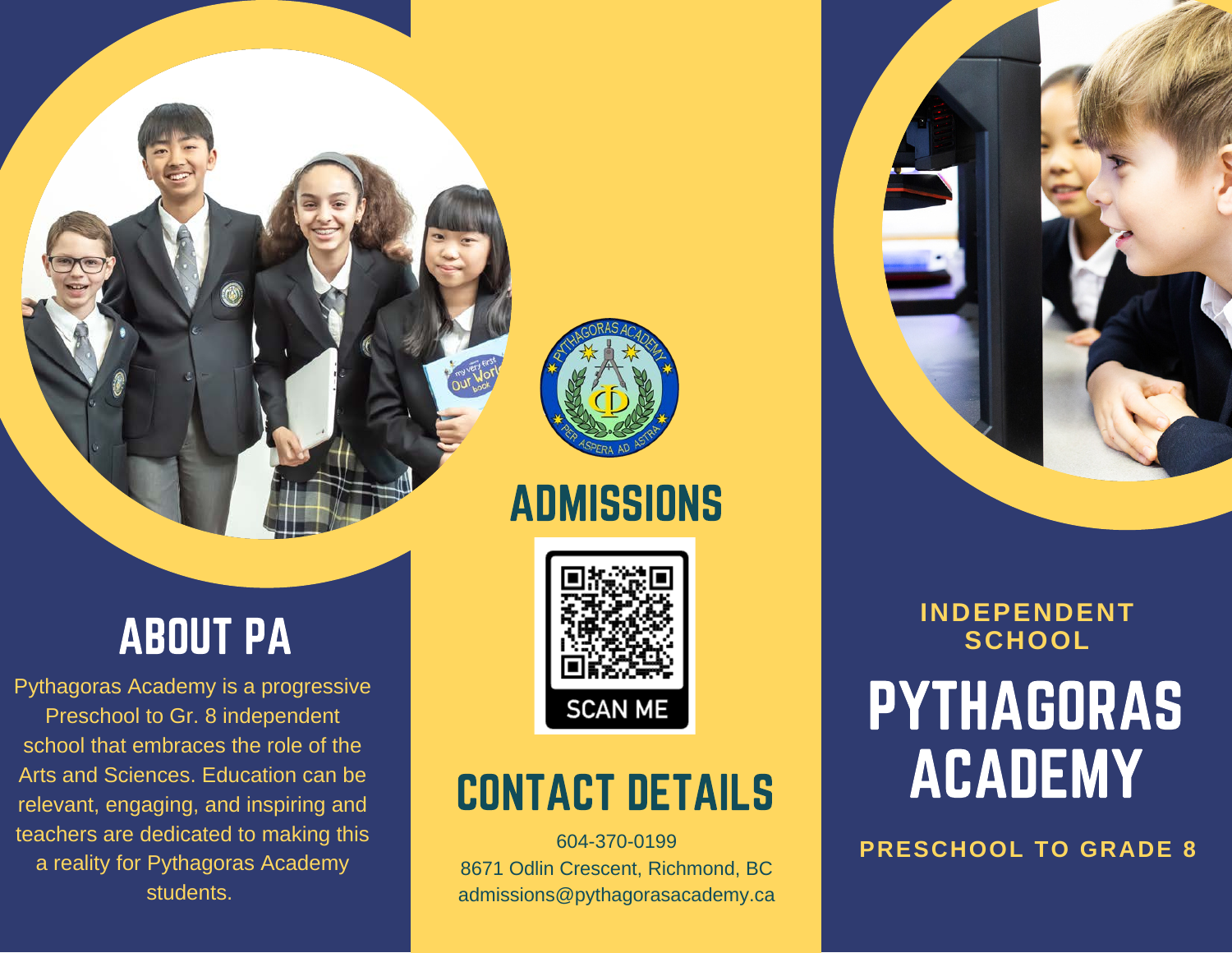## ABOUT PA

Pythagoras Academy is a progressive Preschool to Gr. 8 independent school that embraces the role of the Arts and Sciences. Education can be relevant, engaging, and inspiring and teachers are dedicated to making this a reality for Pythagoras Academy students.

PYTHAGORAS ACADEMY
PER ASPERA AD ASTRA

## ADMISSIONS

SCAN ME

## CONTACT DETAILS

604-370-0199
8671 Odlin Crescent, Richmond, BC
admissions@pythagorasacademy.ca

**INDEPENDENT SCHOOL**

# PYTHAGORAS ACADEMY

**PRESCHOOL TO GRADE 8**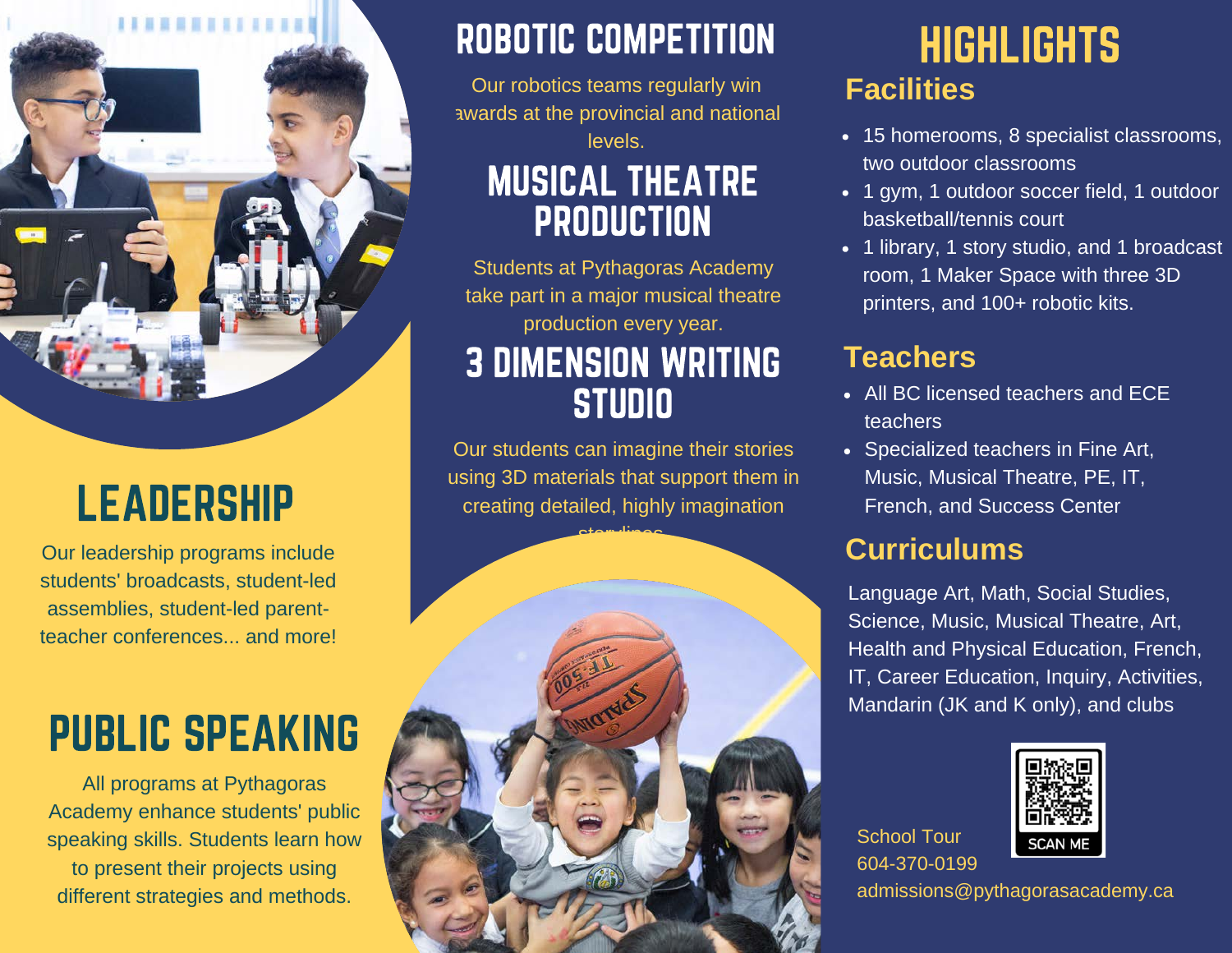## ROBOTIC COMPETITION

Our robotics teams regularly win awards at the provincial and national levels.

## MUSICAL THEATRE PRODUCTION

Students at Pythagoras Academy take part in a major musical theatre production every year.

## 3 DIMENSION WRITING STUDIO

Our students can imagine their stories using 3D materials that support them in creating detailed, highly imagination storylines.

## LEADERSHIP

Our leadership programs include students' broadcasts, student-led assemblies, student-led parent-teacher conferences... and more!

## PUBLIC SPEAKING

All programs at Pythagoras Academy enhance students' public speaking skills. Students learn how to present their projects using different strategies and methods.

# HIGHLIGHTS

## Facilities

- 15 homerooms, 8 specialist classrooms, two outdoor classrooms
- 1 gym, 1 outdoor soccer field, 1 outdoor basketball/tennis court
- 1 library, 1 story studio, and 1 broadcast room, 1 Maker Space with three 3D printers, and 100+ robotic kits.

## Teachers

- All BC licensed teachers and ECE teachers
- Specialized teachers in Fine Art, Music, Musical Theatre, PE, IT, French, and Success Center

## Curriculums

Language Art, Math, Social Studies, Science, Music, Musical Theatre, Art, Health and Physical Education, French, IT, Career Education, Inquiry, Activities, Mandarin (JK and K only), and clubs

SCAN ME

School Tour
604-370-0199
admissions@pythagorasacademy.ca